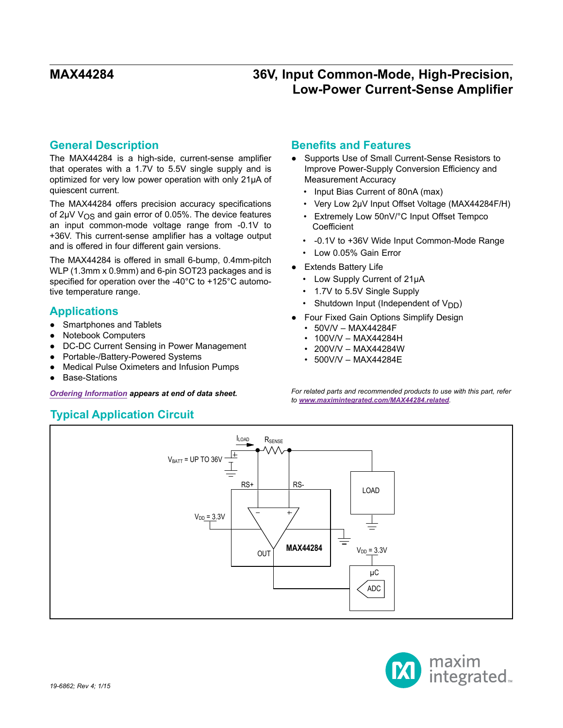# MAX44284

## 36V, Input Common-Mode, High-Precision, Low-Power Current-Sense Amplifier

## General Description

The MAX44284 is a high-side, current-sense amplifier that operates with a 1.7V to 5.5V single supply and is optimized for very low power operation with only 21µA of quiescent current.

The MAX44284 offers precision accuracy specifications of 2µV $V_{OS}$ and gain error of 0.05%. The device features an input common-mode voltage range from -0.1V to +36V. This current-sense amplifier has a voltage output and is offered in four different gain versions.

The MAX44284 is offered in small 6-bump, 0.4mm-pitch WLP (1.3mm x 0.9mm) and 6-pin SOT23 packages and is specified for operation over the -40°C to +125°C automotive temperature range.

## Applications

- Smartphones and Tablets
- Notebook Computers
- DC-DC Current Sensing in Power Management
- Portable-/Battery-Powered Systems
- Medical Pulse Oximeters and Infusion Pumps
- Base-Stations

*Ordering Information* ***appears at end of data sheet.***

## Benefits and Features

- Supports Use of Small Current-Sense Resistors to Improve Power-Supply Conversion Efficiency and Measurement Accuracy
  - Input Bias Current of 80nA (max)
  - Very Low 2µV Input Offset Voltage (MAX44284F/H)
  - Extremely Low 50nV/°C Input Offset Tempco Coefficient
  - -0.1V to +36V Wide Input Common-Mode Range
  - Low 0.05% Gain Error
- Extends Battery Life
  - Low Supply Current of 21µA
  - 1.7V to 5.5V Single Supply
  - Shutdown Input (Independent of $V_{DD}$)
- Four Fixed Gain Options Simplify Design
  - 50V/V – MAX44284F
  - 100V/V – MAX44284H
  - 200V/V – MAX44284W
  - 500V/V – MAX44284E

*For related parts and recommended products to use with this part, refer to www.maximintegrated.com/MAX44284.related.*

## Typical Application Circuit

$I_{LOAD}$ $R_{SENSE}$ $V_{BATT}$ = UP TO 36V RS+ RS- LOAD $V_{DD}$ = 3.3V MAX44284 OUT $V_{DD}$ = 3.3V µC ADC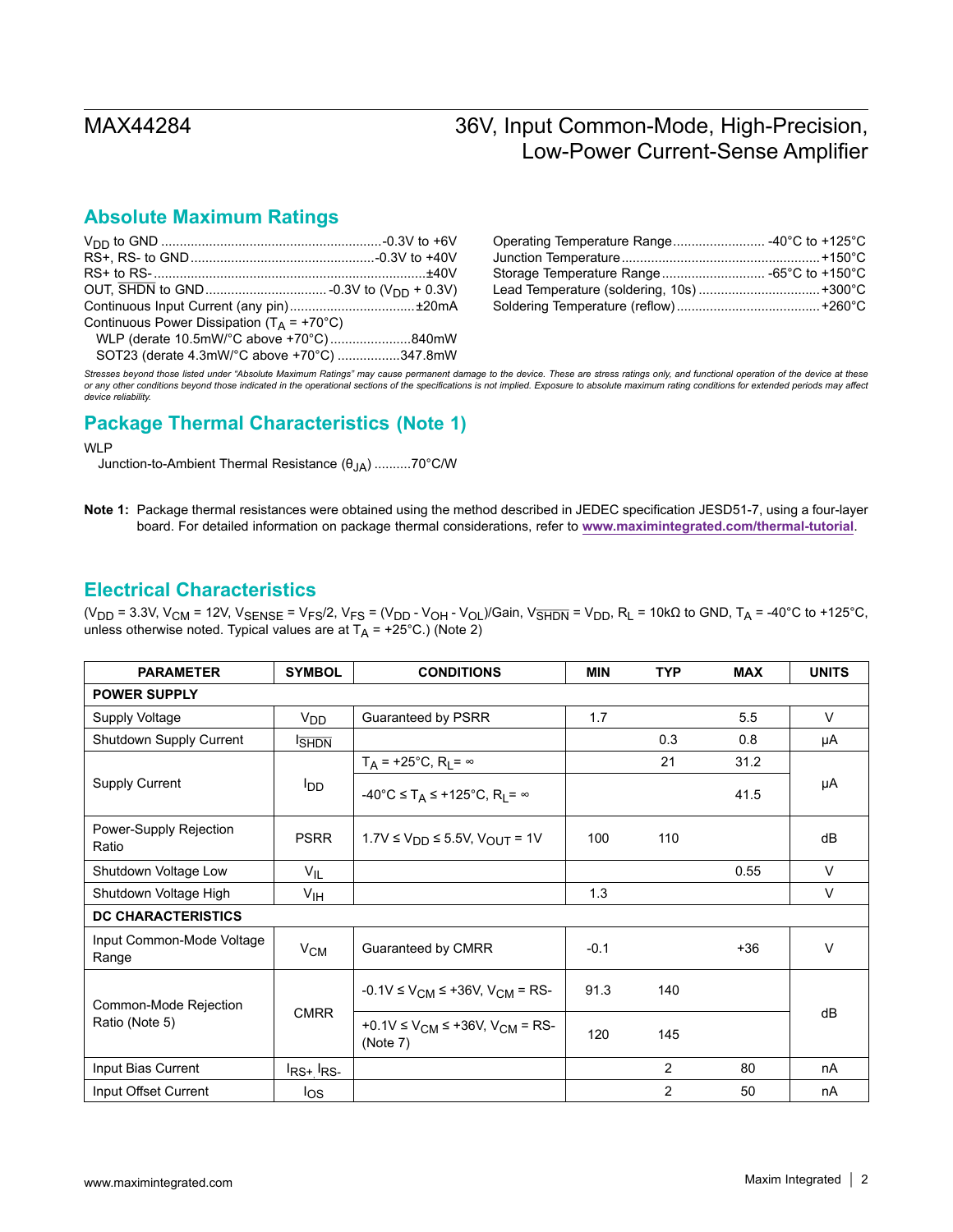## Absolute Maximum Ratings

$V_{DD}$ to GND ........................................................... -0.3V to +6V
RS+, RS- to GND ............................................... -0.3V to +40V
RS+ to RS- ......................................................................... ±40V
OUT, $\overline{SHDN}$ to GND ............................... -0.3V to ($V_{DD}$ + 0.3V)
Continuous Input Current (any pin) ................................. ±20mA
Continuous Power Dissipation ($T_A$ = +70°C)
  WLP (derate 10.5mW/°C above +70°C) ..................... 840mW
  SOT23 (derate 4.3mW/°C above +70°C) ................. 347.8mW

Operating Temperature Range ......................... -40°C to +125°C
Junction Temperature ..................................................... +150°C
Storage Temperature Range ............................ -65°C to +150°C
Lead Temperature (soldering, 10s) ................................ +300°C
Soldering Temperature (reflow) ...................................... +260°C

*Stresses beyond those listed under "Absolute Maximum Ratings" may cause permanent damage to the device. These are stress ratings only, and functional operation of the device at these or any other conditions beyond those indicated in the operational sections of the specifications is not implied. Exposure to absolute maximum rating conditions for extended periods may affect device reliability.*

## Package Thermal Characteristics (Note 1)

WLP
  Junction-to-Ambient Thermal Resistance ($\theta_{JA}$) .......... 70°C/W

**Note 1:** Package thermal resistances were obtained using the method described in JEDEC specification JESD51-7, using a four-layer board. For detailed information on package thermal considerations, refer to **www.maximintegrated.com/thermal-tutorial**.

## Electrical Characteristics

($V_{DD}$ = 3.3V, $V_{CM}$ = 12V, $V_{SENSE}$ = $V_{FS}$/2, $V_{FS}$ = ($V_{DD}$ - $V_{OH}$ - $V_{OL}$)/Gain, $V_{\overline{SHDN}}$ = $V_{DD}$, $R_L$ = 10kΩ to GND, $T_A$ = -40°C to +125°C, unless otherwise noted. Typical values are at $T_A$ = +25°C.) (Note 2)

| PARAMETER | SYMBOL | CONDITIONS | MIN | TYP | MAX | UNITS |
|---|---|---|---|---|---|---|
| **POWER SUPPLY** | | | | | | |
| Supply Voltage | $V_{DD}$ | Guaranteed by PSRR | 1.7 | | 5.5 | V |
| Shutdown Supply Current | $I_{\overline{SHDN}}$ | | | 0.3 | 0.8 | µA |
| Supply Current | $I_{DD}$ | $T_A$ = +25°C, $R_L$ = ∞ | | 21 | 31.2 | µA |
| | | -40°C ≤ $T_A$ ≤ +125°C, $R_L$ = ∞ | | | 41.5 | |
| Power-Supply Rejection Ratio | PSRR | 1.7V ≤ $V_{DD}$ ≤ 5.5V, $V_{OUT}$ = 1V | 100 | 110 | | dB |
| Shutdown Voltage Low | $V_{IL}$ | | | | 0.55 | V |
| Shutdown Voltage High | $V_{IH}$ | | 1.3 | | | V |
| **DC CHARACTERISTICS** | | | | | | |
| Input Common-Mode Voltage Range | $V_{CM}$ | Guaranteed by CMRR | -0.1 | | +36 | V |
| Common-Mode Rejection Ratio (Note 5) | CMRR | -0.1V ≤ $V_{CM}$ ≤ +36V, $V_{CM}$ = RS- | 91.3 | 140 | | dB |
| | | +0.1V ≤ $V_{CM}$ ≤ +36V, $V_{CM}$ = RS- (Note 7) | 120 | 145 | | |
| Input Bias Current | $I_{RS+}$, $I_{RS-}$ | | | 2 | 80 | nA |
| Input Offset Current | $I_{OS}$ | | | 2 | 50 | nA |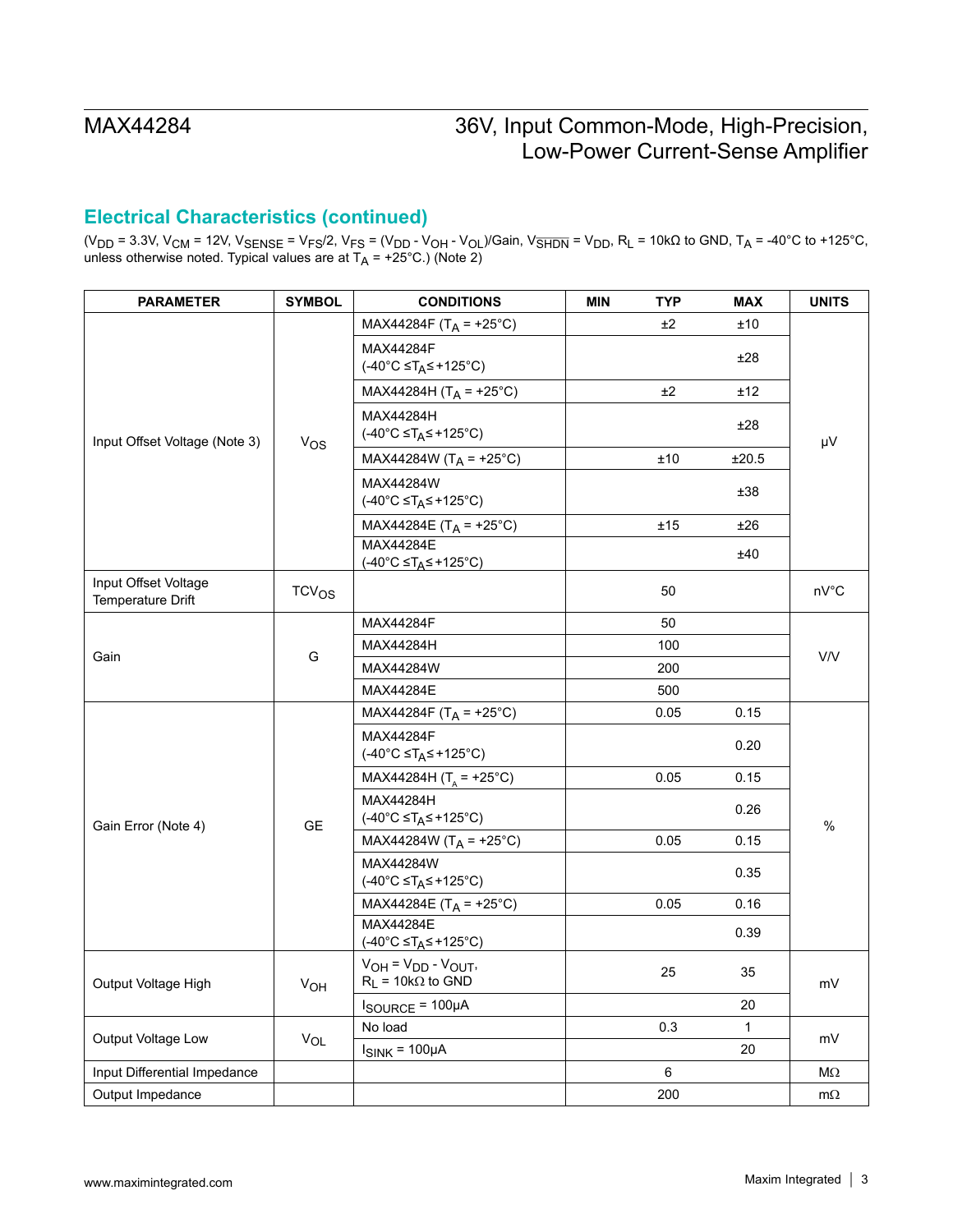## Electrical Characteristics (continued)

($V_{DD}$ = 3.3V, $V_{CM}$ = 12V, $V_{SENSE}$ = $V_{FS}$/2, $V_{FS}$ = ($V_{DD}$ - $V_{OH}$ - $V_{OL}$)/Gain, $V_{\overline{SHDN}}$ = $V_{DD}$, $R_L$ = 10kΩ to GND, $T_A$ = -40°C to +125°C, unless otherwise noted. Typical values are at $T_A$ = +25°C.) (Note 2)

| PARAMETER | SYMBOL | CONDITIONS | MIN | TYP | MAX | UNITS |
|---|---|---|---|---|---|---|
| Input Offset Voltage (Note 3) | $V_{OS}$ | MAX44284F ($T_A$ = +25°C) | | ±2 | ±10 | µV |
| | | MAX44284F (-40°C ≤ $T_A$ ≤ +125°C) | | | ±28 | |
| | | MAX44284H ($T_A$ = +25°C) | | ±2 | ±12 | |
| | | MAX44284H (-40°C ≤ $T_A$ ≤ +125°C) | | | ±28 | |
| | | MAX44284W ($T_A$ = +25°C) | | ±10 | ±20.5 | |
| | | MAX44284W (-40°C ≤ $T_A$ ≤ +125°C) | | | ±38 | |
| | | MAX44284E ($T_A$ = +25°C) | | ±15 | ±26 | |
| | | MAX44284E (-40°C ≤ $T_A$ ≤ +125°C) | | | ±40 | |
| Input Offset Voltage Temperature Drift | $TCV_{OS}$ | | | 50 | | nV°C |
| Gain | G | MAX44284F | | 50 | | V/V |
| | | MAX44284H | | 100 | | |
| | | MAX44284W | | 200 | | |
| | | MAX44284E | | 500 | | |
| Gain Error (Note 4) | GE | MAX44284F ($T_A$ = +25°C) | | 0.05 | 0.15 | % |
| | | MAX44284F (-40°C ≤ $T_A$ ≤ +125°C) | | | 0.20 | |
| | | MAX44284H ($T_A$ = +25°C) | | 0.05 | 0.15 | |
| | | MAX44284H (-40°C ≤ $T_A$ ≤ +125°C) | | | 0.26 | |
| | | MAX44284W ($T_A$ = +25°C) | | 0.05 | 0.15 | |
| | | MAX44284W (-40°C ≤ $T_A$ ≤ +125°C) | | | 0.35 | |
| | | MAX44284E ($T_A$ = +25°C) | | 0.05 | 0.16 | |
| | | MAX44284E (-40°C ≤ $T_A$ ≤ +125°C) | | | 0.39 | |
| Output Voltage High | $V_{OH}$ | $V_{OH}$ = $V_{DD}$ - $V_{OUT}$, $R_L$ = 10kΩ to GND | | 25 | 35 | mV |
| | | $I_{SOURCE}$ = 100µA | | | 20 | |
| Output Voltage Low | $V_{OL}$ | No load | | 0.3 | 1 | mV |
| | | $I_{SINK}$ = 100µA | | | 20 | |
| Input Differential Impedance | | | | 6 | | MΩ |
| Output Impedance | | | | 200 | | mΩ |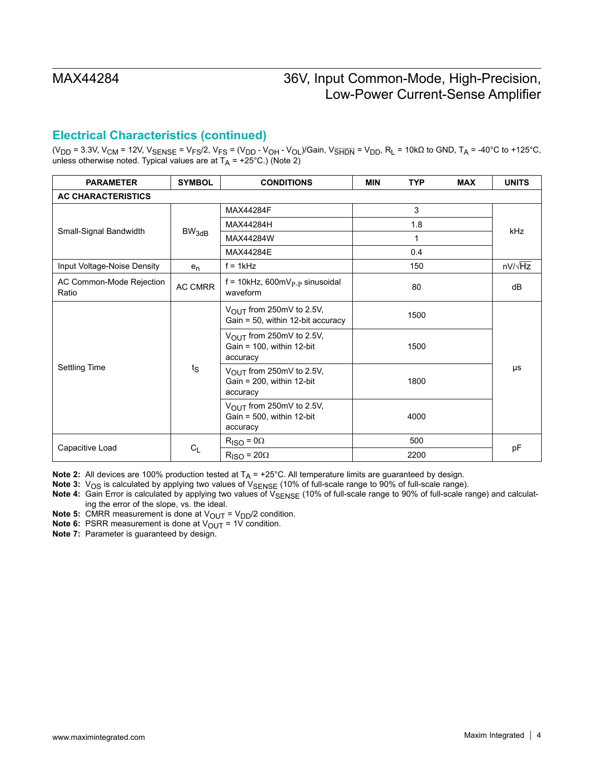## Electrical Characteristics (continued)

($V_{DD}$ = 3.3V, $V_{CM}$ = 12V, $V_{SENSE}$ = $V_{FS}$/2, $V_{FS}$ = ($V_{DD}$ - $V_{OH}$ - $V_{OL}$)/Gain, $V_{\overline{SHDN}}$ = $V_{DD}$, $R_L$ = 10kΩ to GND, $T_A$ = -40°C to +125°C, unless otherwise noted. Typical values are at $T_A$ = +25°C.) (Note 2)

| PARAMETER | SYMBOL | CONDITIONS | MIN | TYP | MAX | UNITS |
|---|---|---|---|---|---|---|
| **AC CHARACTERISTICS** | | | | | | |
| Small-Signal Bandwidth | $BW_{3dB}$ | MAX44284F | | 3 | | kHz |
| | | MAX44284H | | 1.8 | | |
| | | MAX44284W | | 1 | | |
| | | MAX44284E | | 0.4 | | |
| Input Voltage-Noise Density | $e_n$ | f = 1kHz | | 150 | | nV/√Hz |
| AC Common-Mode Rejection Ratio | AC CMRR | f = 10kHz, 600mV$_{P-P}$ sinusoidal waveform | | 80 | | dB |
| Settling Time | $t_S$ | $V_{OUT}$ from 250mV to 2.5V, Gain = 50, within 12-bit accuracy | | 1500 | | µs |
| | | $V_{OUT}$ from 250mV to 2.5V, Gain = 100, within 12-bit accuracy | | 1500 | | |
| | | $V_{OUT}$ from 250mV to 2.5V, Gain = 200, within 12-bit accuracy | | 1800 | | |
| | | $V_{OUT}$ from 250mV to 2.5V, Gain = 500, within 12-bit accuracy | | 4000 | | |
| Capacitive Load | $C_L$ | $R_{ISO}$ = 0Ω | | 500 | | pF |
| | | $R_{ISO}$ = 20Ω | | 2200 | | |

**Note 2:** All devices are 100% production tested at $T_A$ = +25°C. All temperature limits are guaranteed by design.

**Note 3:** $V_{OS}$ is calculated by applying two values of $V_{SENSE}$ (10% of full-scale range to 90% of full-scale range).

**Note 4:** Gain Error is calculated by applying two values of $V_{SENSE}$ (10% of full-scale range to 90% of full-scale range) and calculating the error of the slope, vs. the ideal.

**Note 5:** CMRR measurement is done at $V_{OUT}$ = $V_{DD}$/2 condition.

**Note 6:** PSRR measurement is done at $V_{OUT}$ = 1V condition.

**Note 7:** Parameter is guaranteed by design.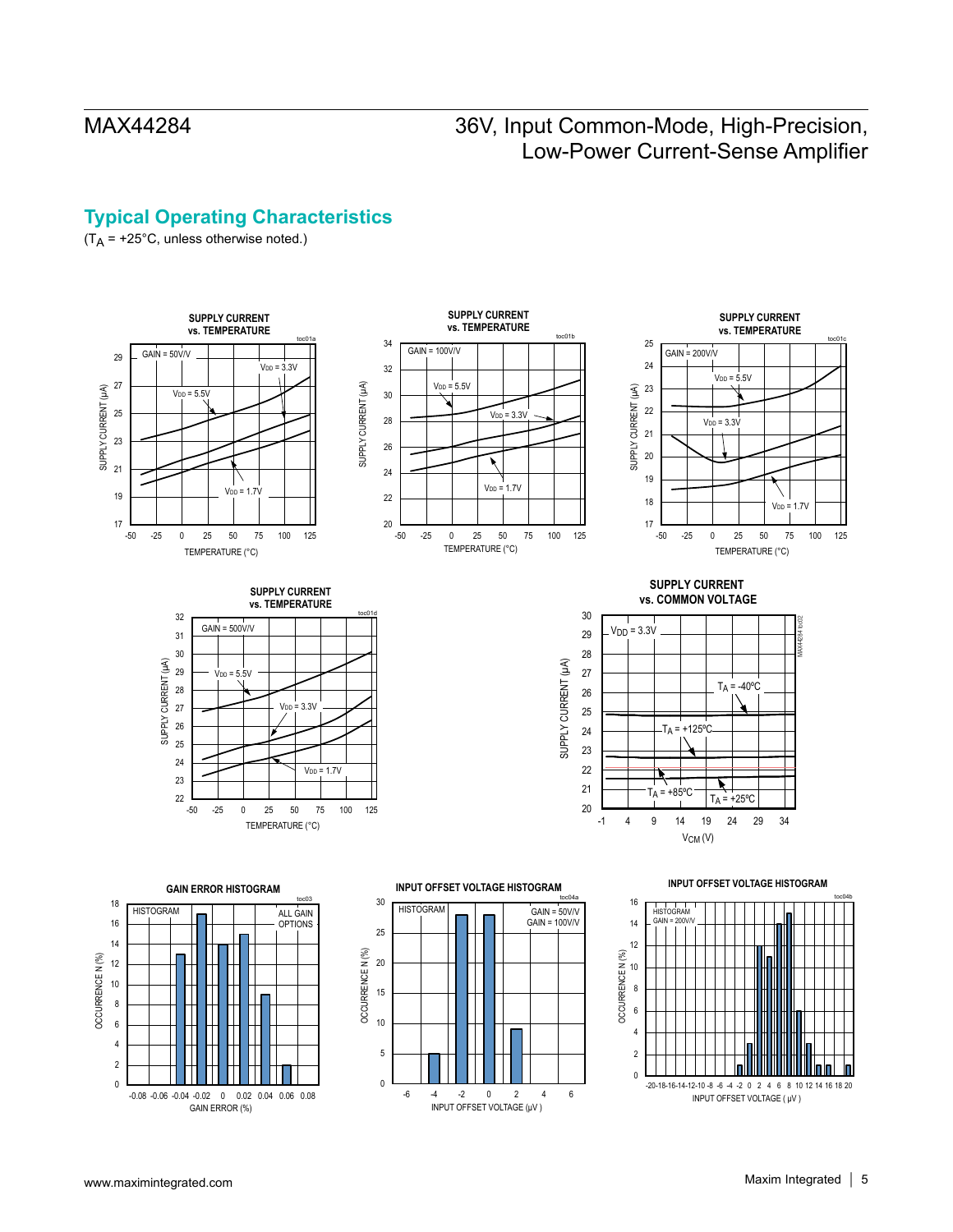## Typical Operating Characteristics

($T_A$ = +25°C, unless otherwise noted.)

**SUPPLY CURRENT vs. TEMPERATURE** (toc01a)

GAIN = 50V/V; $V_{DD}$ = 5.5V, $V_{DD}$ = 3.3V, $V_{DD}$ = 1.7V

SUPPLY CURRENT (µA) vs. TEMPERATURE (°C)

**SUPPLY CURRENT vs. TEMPERATURE** (toc01b)

GAIN = 100V/V; $V_{DD}$ = 5.5V, $V_{DD}$ = 3.3V, $V_{DD}$ = 1.7V

SUPPLY CURRENT (µA) vs. TEMPERATURE (°C)

**SUPPLY CURRENT vs. TEMPERATURE** (toc01c)

GAIN = 200V/V; $V_{DD}$ = 5.5V, $V_{DD}$ = 3.3V, $V_{DD}$ = 1.7V

SUPPLY CURRENT (µA) vs. TEMPERATURE (°C)

**SUPPLY CURRENT vs. TEMPERATURE** (toc01d)

GAIN = 500V/V; $V_{DD}$ = 5.5V, $V_{DD}$ = 3.3V, $V_{DD}$ = 1.7V

SUPPLY CURRENT (µA) vs. TEMPERATURE (°C)

**SUPPLY CURRENT vs. COMMON VOLTAGE** (toc02)

$V_{DD}$ = 3.3V; $T_A$ = -40ºC, $T_A$ = +125ºC, $T_A$ = +85ºC, $T_A$ = +25ºC

SUPPLY CURRENT (µA) vs. $V_{CM}$ (V)

**GAIN ERROR HISTOGRAM** (toc03)

HISTOGRAM; ALL GAIN OPTIONS

OCCURRENCE N (%) vs. GAIN ERROR (%)

**INPUT OFFSET VOLTAGE HISTOGRAM** (toc04a)

HISTOGRAM; GAIN = 50V/V, GAIN = 100V/V

OCCURRENCE N (%) vs. INPUT OFFSET VOLTAGE (µV)

**INPUT OFFSET VOLTAGE HISTOGRAM** (toc04b)

HISTOGRAM; GAIN = 200V/V

OCCURRENCE N (%) vs. INPUT OFFSET VOLTAGE (µV)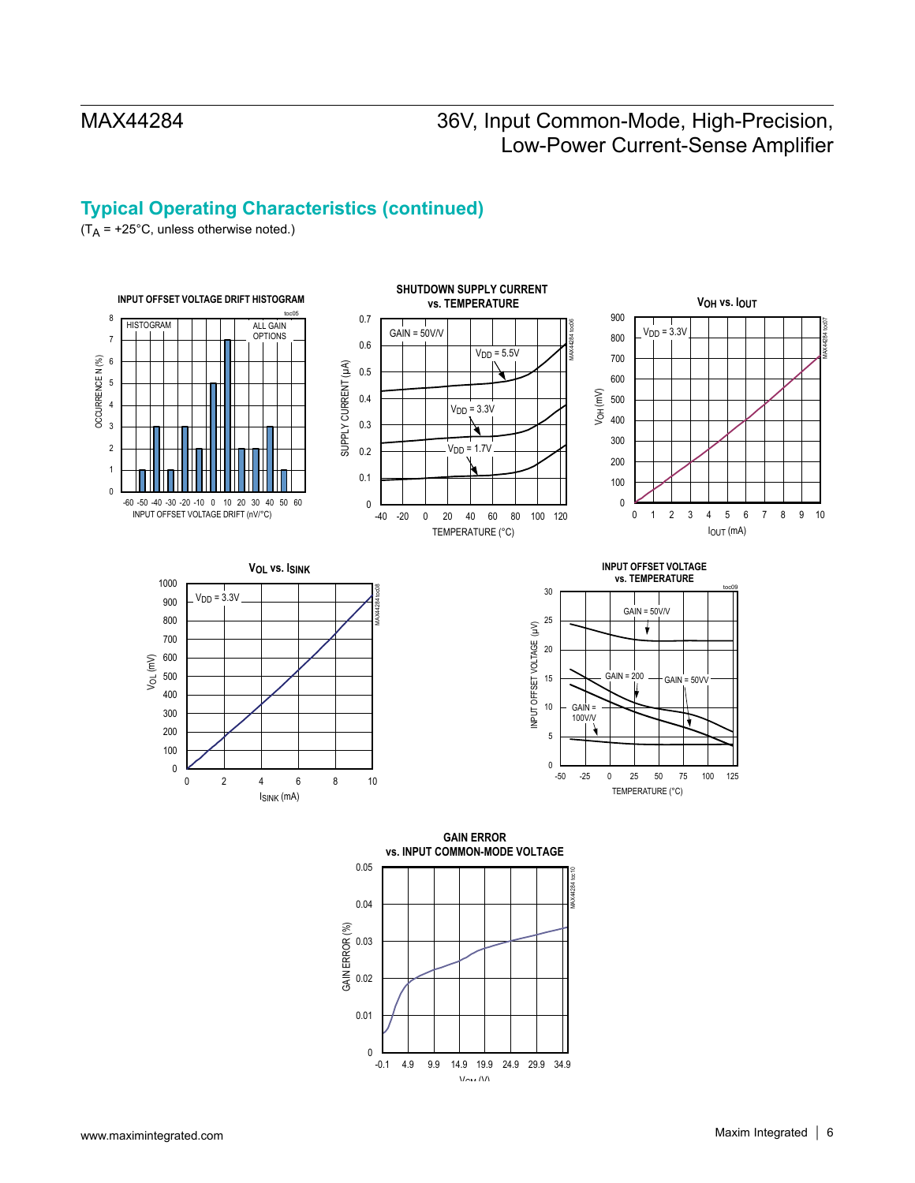## Typical Operating Characteristics (continued)

($T_A$ = +25°C, unless otherwise noted.)

**INPUT OFFSET VOLTAGE DRIFT HISTOGRAM**

HISTOGRAM — ALL GAIN OPTIONS

OCCURRENCE N (%) vs. INPUT OFFSET VOLTAGE DRIFT (nV/°C)

**SHUTDOWN SUPPLY CURRENT vs. TEMPERATURE**

GAIN = 50V/V; $V_{DD}$ = 5.5V; $V_{DD}$ = 3.3V; $V_{DD}$ = 1.7V

SUPPLY CURRENT (µA) vs. TEMPERATURE (°C)

**$V_{OH}$ vs. $I_{OUT}$**

$V_{DD}$ = 3.3V

$V_{OH}$ (mV) vs. $I_{OUT}$ (mA)

**$V_{OL}$ vs. $I_{SINK}$**

$V_{DD}$ = 3.3V

$V_{OL}$ (mV) vs. $I_{SINK}$ (mA)

**INPUT OFFSET VOLTAGE vs. TEMPERATURE**

GAIN = 50V/V; GAIN = 200; GAIN = 50VV; GAIN = 100V/V

INPUT OFFSET VOLTAGE (µV) vs. TEMPERATURE (°C)

**GAIN ERROR vs. INPUT COMMON-MODE VOLTAGE**

GAIN ERROR (%) vs. $V_{CM}$ (V)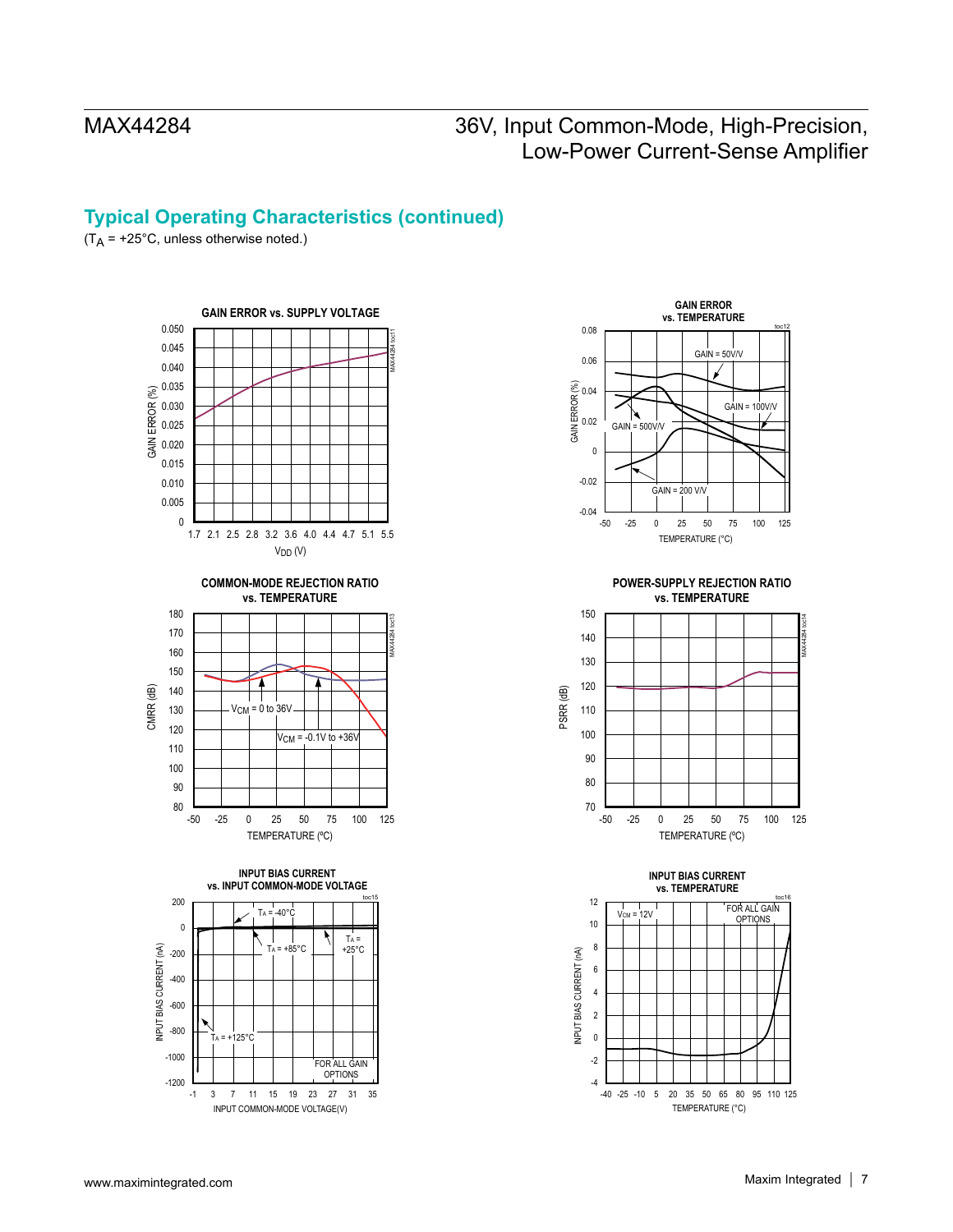## Typical Operating Characteristics (continued)

($T_A$ = +25°C, unless otherwise noted.)

**GAIN ERROR vs. SUPPLY VOLTAGE**

**GAIN ERROR vs. TEMPERATURE**

**COMMON-MODE REJECTION RATIO vs. TEMPERATURE**

**POWER-SUPPLY REJECTION RATIO vs. TEMPERATURE**

**INPUT BIAS CURRENT vs. INPUT COMMON-MODE VOLTAGE**

**INPUT BIAS CURRENT vs. TEMPERATURE**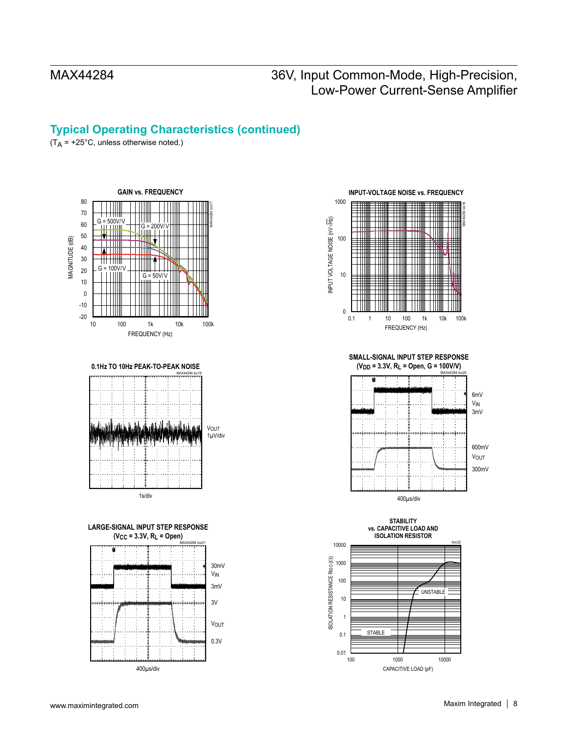## Typical Operating Characteristics (continued)

($T_A$ = +25°C, unless otherwise noted.)

**GAIN vs. FREQUENCY**

**INPUT-VOLTAGE NOISE vs. FREQUENCY**

**0.1Hz TO 10Hz PEAK-TO-PEAK NOISE**

**SMALL-SIGNAL INPUT STEP RESPONSE ($V_{DD}$ = 3.3V, $R_L$ = Open, G = 100V/V)**

**LARGE-SIGNAL INPUT STEP RESPONSE ($V_{CC}$ = 3.3V, $R_L$ = Open)**

**STABILITY vs. CAPACITIVE LOAD AND ISOLATION RESISTOR**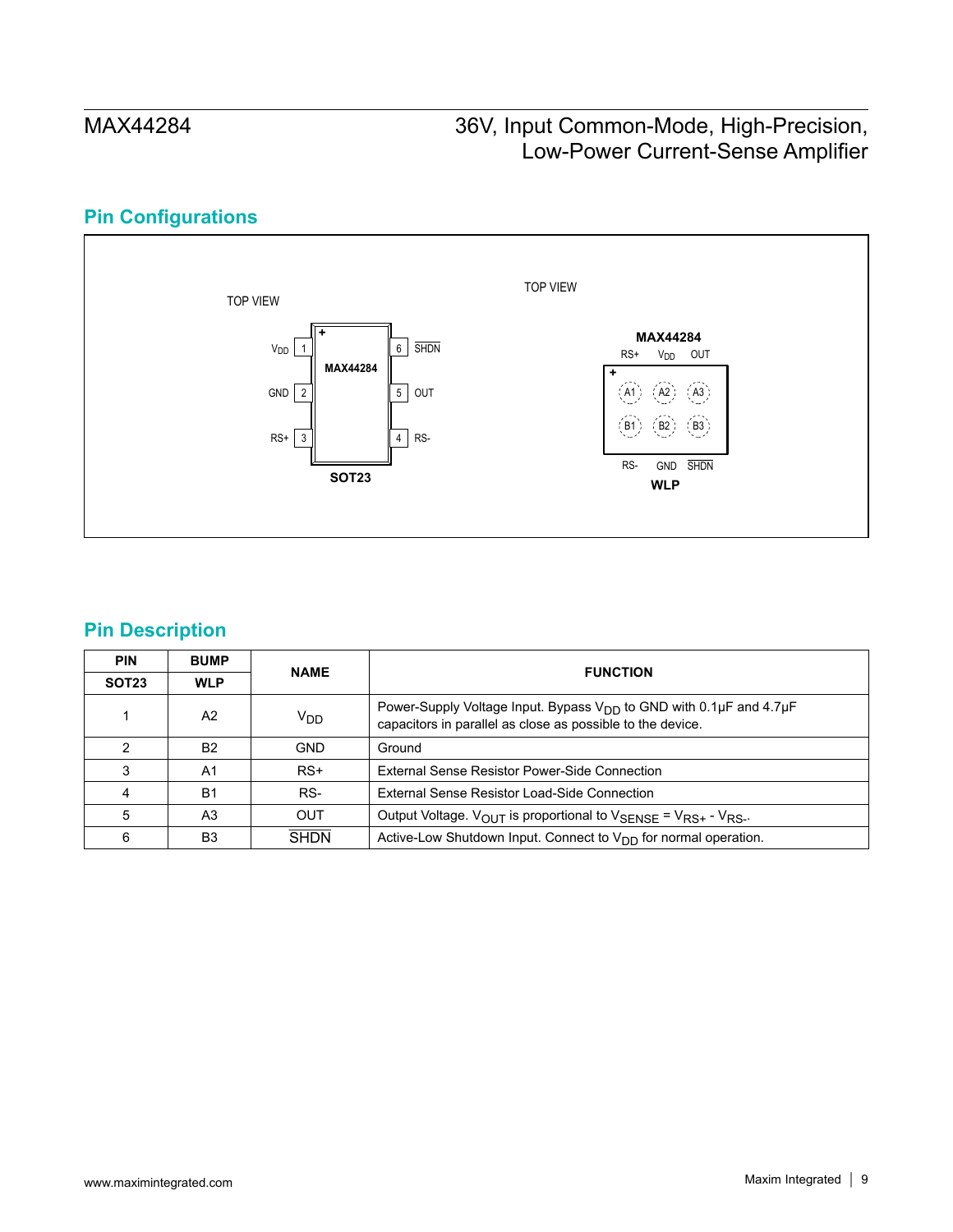## Pin Configurations

TOP VIEW

| | | | |
|---|---|---|---|
| $V_{DD}$ | 1 | 6 | $\overline{SHDN}$ |
| GND | 2 | 5 | OUT |
| RS+ | 3 | 4 | RS- |

MAX44284

**SOT23**

TOP VIEW

**MAX44284**

| | | |
|---|---|---|
| RS+ | $V_{DD}$ | OUT |
| A1 | A2 | A3 |
| B1 | B2 | B3 |
| RS- | GND | $\overline{SHDN}$ |

**WLP**

## Pin Description

| PIN | BUMP | NAME | FUNCTION |
|---|---|---|---|
| SOT23 | WLP | | |
| 1 | A2 | $V_{DD}$ | Power-Supply Voltage Input. Bypass $V_{DD}$ to GND with 0.1µF and 4.7µF capacitors in parallel as close as possible to the device. |
| 2 | B2 | GND | Ground |
| 3 | A1 | RS+ | External Sense Resistor Power-Side Connection |
| 4 | B1 | RS- | External Sense Resistor Load-Side Connection |
| 5 | A3 | OUT | Output Voltage. $V_{OUT}$ is proportional to $V_{SENSE} = V_{RS+} - V_{RS-}$. |
| 6 | B3 | $\overline{SHDN}$ | Active-Low Shutdown Input. Connect to $V_{DD}$ for normal operation. |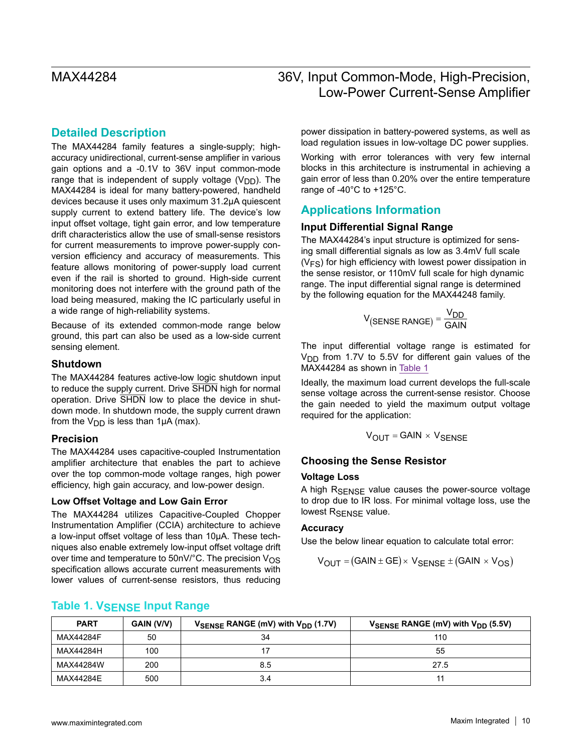## Detailed Description

The MAX44284 family features a single-supply; high-accuracy unidirectional, current-sense amplifier in various gain options and a -0.1V to 36V input common-mode range that is independent of supply voltage ($V_{DD}$). The MAX44284 is ideal for many battery-powered, handheld devices because it uses only maximum 31.2μA quiescent supply current to extend battery life. The device's low input offset voltage, tight gain error, and low temperature drift characteristics allow the use of small-sense resistors for current measurements to improve power-supply conversion efficiency and accuracy of measurements. This feature allows monitoring of power-supply load current even if the rail is shorted to ground. High-side current monitoring does not interfere with the ground path of the load being measured, making the IC particularly useful in a wide range of high-reliability systems.

Because of its extended common-mode range below ground, this part can also be used as a low-side current sensing element.

### Shutdown

The MAX44284 features active-low logic shutdown input to reduce the supply current. Drive $\overline{SHDN}$ high for normal operation. Drive $\overline{SHDN}$ low to place the device in shutdown mode. In shutdown mode, the supply current drawn from the $V_{DD}$ is less than 1μA (max).

### Precision

The MAX44284 uses capacitive-coupled Instrumentation amplifier architecture that enables the part to achieve over the top common-mode voltage ranges, high power efficiency, high gain accuracy, and low-power design.

#### Low Offset Voltage and Low Gain Error

The MAX44284 utilizes Capacitive-Coupled Chopper Instrumentation Amplifier (CCIA) architecture to achieve a low-input offset voltage of less than 10μA. These techniques also enable extremely low-input offset voltage drift over time and temperature to 50nV/°C. The precision $V_{OS}$ specification allows accurate current measurements with lower values of current-sense resistors, thus reducing power dissipation in battery-powered systems, as well as load regulation issues in low-voltage DC power supplies.

Working with error tolerances with very few internal blocks in this architecture is instrumental in achieving a gain error of less than 0.20% over the entire temperature range of -40°C to +125°C.

## Applications Information

### Input Differential Signal Range

The MAX44284's input structure is optimized for sensing small differential signals as low as 3.4mV full scale ($V_{FS}$) for high efficiency with lowest power dissipation in the sense resistor, or 110mV full scale for high dynamic range. The input differential signal range is determined by the following equation for the MAX44248 family.

$$V_{(SENSE\ RANGE)} = \frac{V_{DD}}{GAIN}$$

The input differential voltage range is estimated for $V_{DD}$ from 1.7V to 5.5V for different gain values of the MAX44284 as shown in Table 1

Ideally, the maximum load current develops the full-scale sense voltage across the current-sense resistor. Choose the gain needed to yield the maximum output voltage required for the application:

$$V_{OUT} = GAIN \times V_{SENSE}$$

### Choosing the Sense Resistor

#### Voltage Loss

A high $R_{SENSE}$ value causes the power-source voltage to drop due to IR loss. For minimal voltage loss, use the lowest $R_{SENSE}$ value.

#### Accuracy

Use the below linear equation to calculate total error:

$$V_{OUT} = (GAIN \pm GE) \times V_{SENSE} \pm (GAIN \times V_{OS})$$

## Table 1. $V_{SENSE}$ Input Range

| PART | GAIN (V/V) | $V_{SENSE}$ RANGE (mV) with $V_{DD}$ (1.7V) | $V_{SENSE}$ RANGE (mV) with $V_{DD}$ (5.5V) |
|---|---|---|---|
| MAX44284F | 50 | 34 | 110 |
| MAX44284H | 100 | 17 | 55 |
| MAX44284W | 200 | 8.5 | 27.5 |
| MAX44284E | 500 | 3.4 | 11 |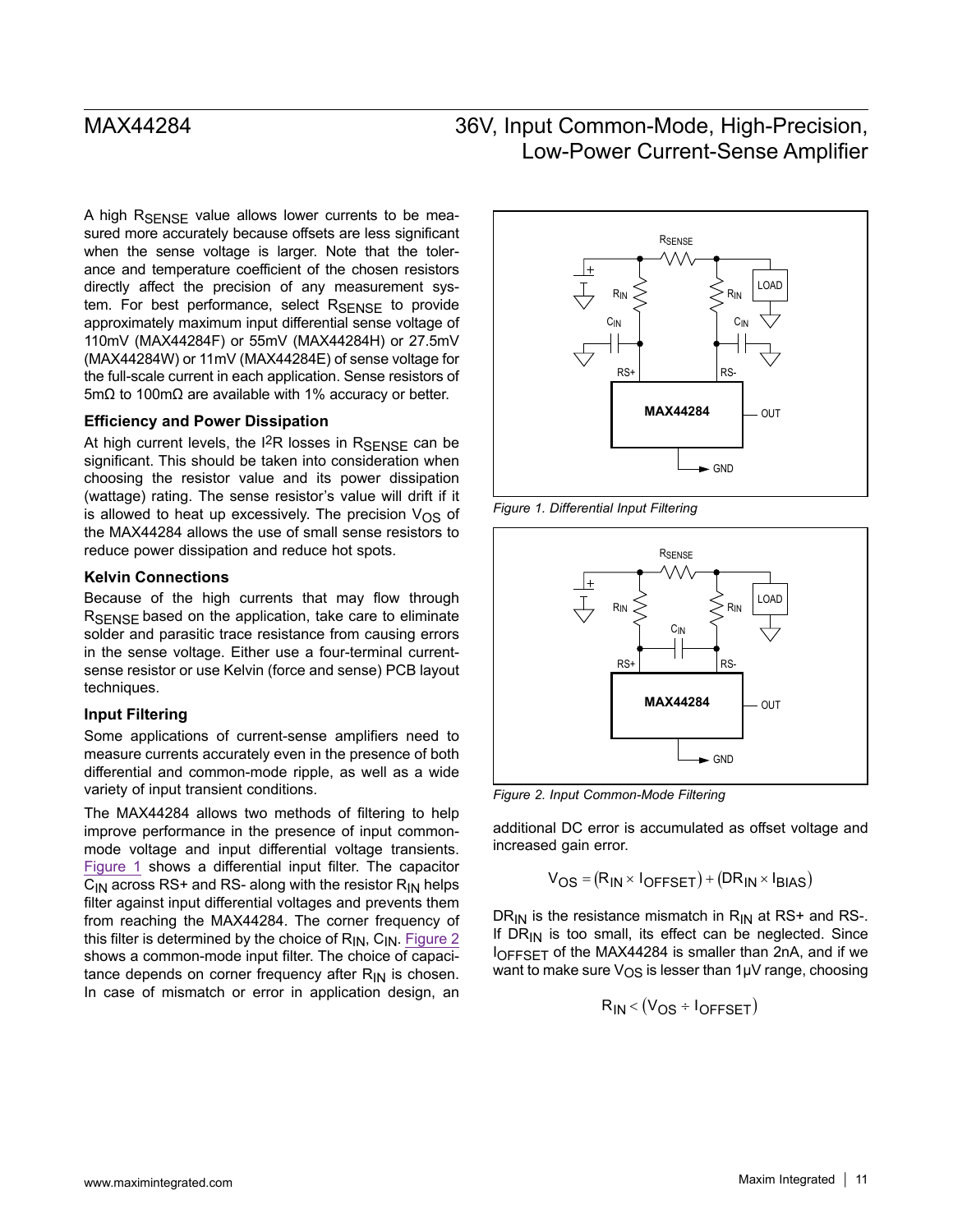A high $R_{SENSE}$ value allows lower currents to be measured more accurately because offsets are less significant when the sense voltage is larger. Note that the tolerance and temperature coefficient of the chosen resistors directly affect the precision of any measurement system. For best performance, select $R_{SENSE}$ to provide approximately maximum input differential sense voltage of 110mV (MAX44284F) or 55mV (MAX44284H) or 27.5mV (MAX44284W) or 11mV (MAX44284E) of sense voltage for the full-scale current in each application. Sense resistors of 5mΩ to 100mΩ are available with 1% accuracy or better.

### Efficiency and Power Dissipation

At high current levels, the $I^2R$ losses in $R_{SENSE}$ can be significant. This should be taken into consideration when choosing the resistor value and its power dissipation (wattage) rating. The sense resistor's value will drift if it is allowed to heat up excessively. The precision $V_{OS}$ of the MAX44284 allows the use of small sense resistors to reduce power dissipation and reduce hot spots.

### Kelvin Connections

Because of the high currents that may flow through $R_{SENSE}$ based on the application, take care to eliminate solder and parasitic trace resistance from causing errors in the sense voltage. Either use a four-terminal current-sense resistor or use Kelvin (force and sense) PCB layout techniques.

### Input Filtering

Some applications of current-sense amplifiers need to measure currents accurately even in the presence of both differential and common-mode ripple, as well as a wide variety of input transient conditions.

The MAX44284 allows two methods of filtering to help improve performance in the presence of input common-mode voltage and input differential voltage transients. Figure 1 shows a differential input filter. The capacitor $C_{IN}$ across RS+ and RS- along with the resistor $R_{IN}$ helps filter against input differential voltages and prevents them from reaching the MAX44284. The corner frequency of this filter is determined by the choice of $R_{IN}$, $C_{IN}$. Figure 2 shows a common-mode input filter. The choice of capacitance depends on corner frequency after $R_{IN}$ is chosen. In case of mismatch or error in application design, an additional DC error is accumulated as offset voltage and increased gain error.

$$V_{OS} = (R_{IN} \times I_{OFFSET}) + (DR_{IN} \times I_{BIAS})$$

$DR_{IN}$ is the resistance mismatch in $R_{IN}$ at RS+ and RS-. If $DR_{IN}$ is too small, its effect can be neglected. Since $I_{OFFSET}$ of the MAX44284 is smaller than 2nA, and if we want to make sure $V_{OS}$ is lesser than 1µV range, choosing

$$R_{IN} < (V_{OS} \div I_{OFFSET})$$

*Figure 1. Differential Input Filtering*

*Figure 2. Input Common-Mode Filtering*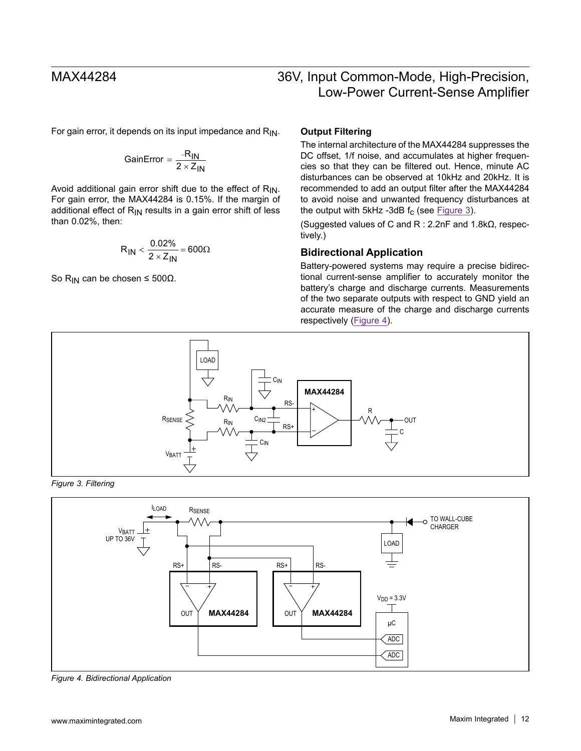For gain error, it depends on its input impedance and $R_{IN}$.

$$\text{GainError} = \frac{-R_{IN}}{2 \times Z_{IN}}$$

Avoid additional gain error shift due to the effect of $R_{IN}$. For gain error, the MAX44284 is 0.15%. If the margin of additional effect of $R_{IN}$ results in a gain error shift of less than 0.02%, then:

$$R_{IN} < \frac{0.02\%}{2 \times Z_{IN}} = 600\Omega$$

So $R_{IN}$ can be chosen ≤ 500Ω.

### Output Filtering

The internal architecture of the MAX44284 suppresses the DC offset, 1/f noise, and accumulates at higher frequencies so that they can be filtered out. Hence, minute AC disturbances can be observed at 10kHz and 20kHz. It is recommended to add an output filter after the MAX44284 to avoid noise and unwanted frequency disturbances at the output with 5kHz -3dB $f_C$ (see Figure 3).

(Suggested values of C and R : 2.2nF and 1.8kΩ, respectively.)

## Bidirectional Application

Battery-powered systems may require a precise bidirectional current-sense amplifier to accurately monitor the battery's charge and discharge currents. Measurements of the two separate outputs with respect to GND yield an accurate measure of the charge and discharge currents respectively (Figure 4).

*Figure 3. Filtering*

*Figure 4. Bidirectional Application*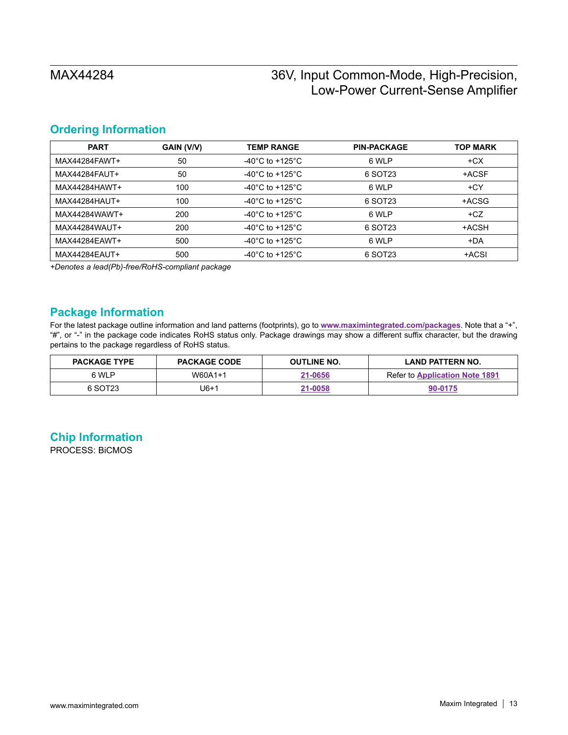## Ordering Information

| PART | GAIN (V/V) | TEMP RANGE | PIN-PACKAGE | TOP MARK |
|---|---|---|---|---|
| MAX44284FAWT+ | 50 | -40°C to +125°C | 6 WLP | +CX |
| MAX44284FAUT+ | 50 | -40°C to +125°C | 6 SOT23 | +ACSF |
| MAX44284HAWT+ | 100 | -40°C to +125°C | 6 WLP | +CY |
| MAX44284HAUT+ | 100 | -40°C to +125°C | 6 SOT23 | +ACSG |
| MAX44284WAWT+ | 200 | -40°C to +125°C | 6 WLP | +CZ |
| MAX44284WAUT+ | 200 | -40°C to +125°C | 6 SOT23 | +ACSH |
| MAX44284EAWT+ | 500 | -40°C to +125°C | 6 WLP | +DA |
| MAX44284EAUT+ | 500 | -40°C to +125°C | 6 SOT23 | +ACSI |

*+Denotes a lead(Pb)-free/RoHS-compliant package*

## Package Information

For the latest package outline information and land patterns (footprints), go to **www.maximintegrated.com/packages**. Note that a "+", "#", or "-" in the package code indicates RoHS status only. Package drawings may show a different suffix character, but the drawing pertains to the package regardless of RoHS status.

| PACKAGE TYPE | PACKAGE CODE | OUTLINE NO. | LAND PATTERN NO. |
|---|---|---|---|
| 6 WLP | W60A1+1 | 21-0656 | Refer to Application Note 1891 |
| 6 SOT23 | U6+1 | 21-0058 | 90-0175 |

## Chip Information

PROCESS: BiCMOS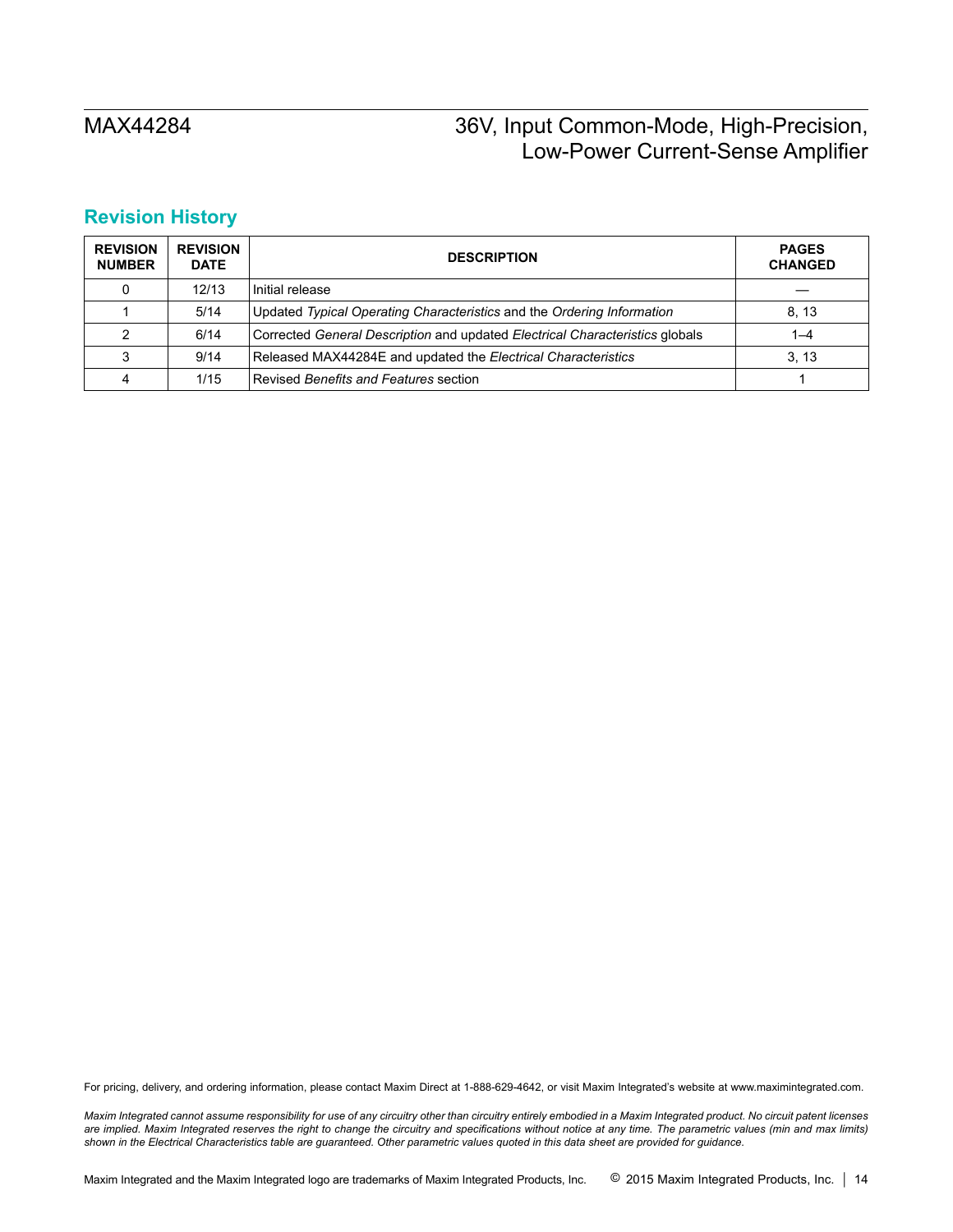## Revision History

| REVISION NUMBER | REVISION DATE | DESCRIPTION | PAGES CHANGED |
|---|---|---|---|
| 0 | 12/13 | Initial release | — |
| 1 | 5/14 | Updated *Typical Operating Characteristics* and the *Ordering Information* | 8, 13 |
| 2 | 6/14 | Corrected *General Description* and updated *Electrical Characteristics* globals | 1–4 |
| 3 | 9/14 | Released MAX44284E and updated the *Electrical Characteristics* | 3, 13 |
| 4 | 1/15 | Revised *Benefits and Features* section | 1 |

For pricing, delivery, and ordering information, please contact Maxim Direct at 1-888-629-4642, or visit Maxim Integrated's website at www.maximintegrated.com.

*Maxim Integrated cannot assume responsibility for use of any circuitry other than circuitry entirely embodied in a Maxim Integrated product. No circuit patent licenses are implied. Maxim Integrated reserves the right to change the circuitry and specifications without notice at any time. The parametric values (min and max limits) shown in the Electrical Characteristics table are guaranteed. Other parametric values quoted in this data sheet are provided for guidance.*

Maxim Integrated and the Maxim Integrated logo are trademarks of Maxim Integrated Products, Inc. © 2015 Maxim Integrated Products, Inc.